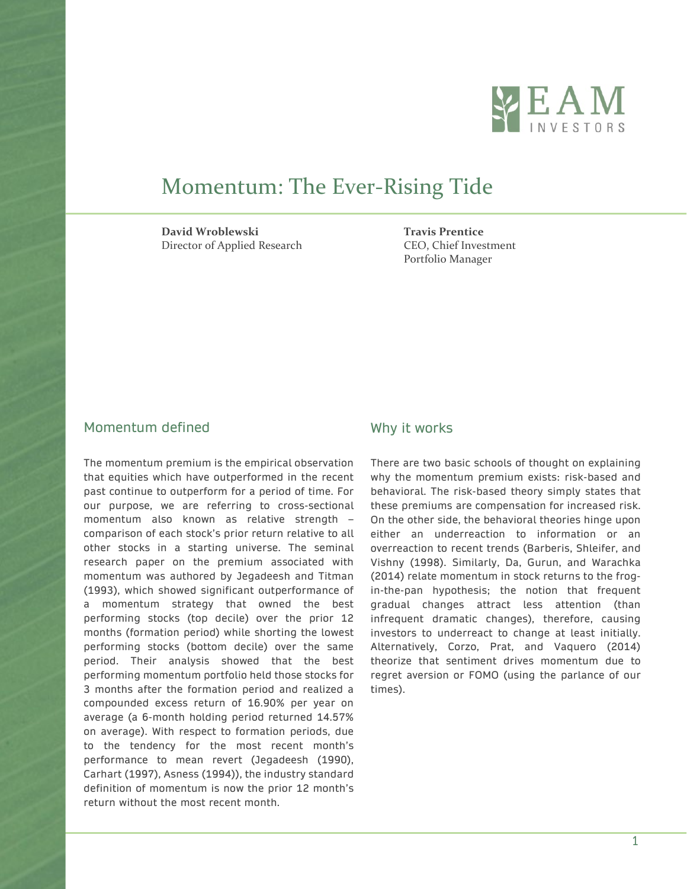# Momentum: The Ever-Rising Tide

**David Wroblewski**
Director of Applied Research

**Travis Prentice**
CEO, Chief Investment
Portfolio Manager

## Momentum defined

The momentum premium is the empirical observation that equities which have outperformed in the recent past continue to outperform for a period of time. For our purpose, we are referring to cross-sectional momentum also known as relative strength – comparison of each stock's prior return relative to all other stocks in a starting universe. The seminal research paper on the premium associated with momentum was authored by Jegadeesh and Titman (1993), which showed significant outperformance of a momentum strategy that owned the best performing stocks (top decile) over the prior 12 months (formation period) while shorting the lowest performing stocks (bottom decile) over the same period. Their analysis showed that the best performing momentum portfolio held those stocks for 3 months after the formation period and realized a compounded excess return of 16.90% per year on average (a 6-month holding period returned 14.57% on average). With respect to formation periods, due to the tendency for the most recent month's performance to mean revert (Jegadeesh (1990), Carhart (1997), Asness (1994)), the industry standard definition of momentum is now the prior 12 month's return without the most recent month.

## Why it works

There are two basic schools of thought on explaining why the momentum premium exists: risk-based and behavioral. The risk-based theory simply states that these premiums are compensation for increased risk. On the other side, the behavioral theories hinge upon either an underreaction to information or an overreaction to recent trends (Barberis, Shleifer, and Vishny (1998). Similarly, Da, Gurun, and Warachka (2014) relate momentum in stock returns to the frog-in-the-pan hypothesis; the notion that frequent gradual changes attract less attention (than infrequent dramatic changes), therefore, causing investors to underreact to change at least initially. Alternatively, Corzo, Prat, and Vaquero (2014) theorize that sentiment drives momentum due to regret aversion or FOMO (using the parlance of our times).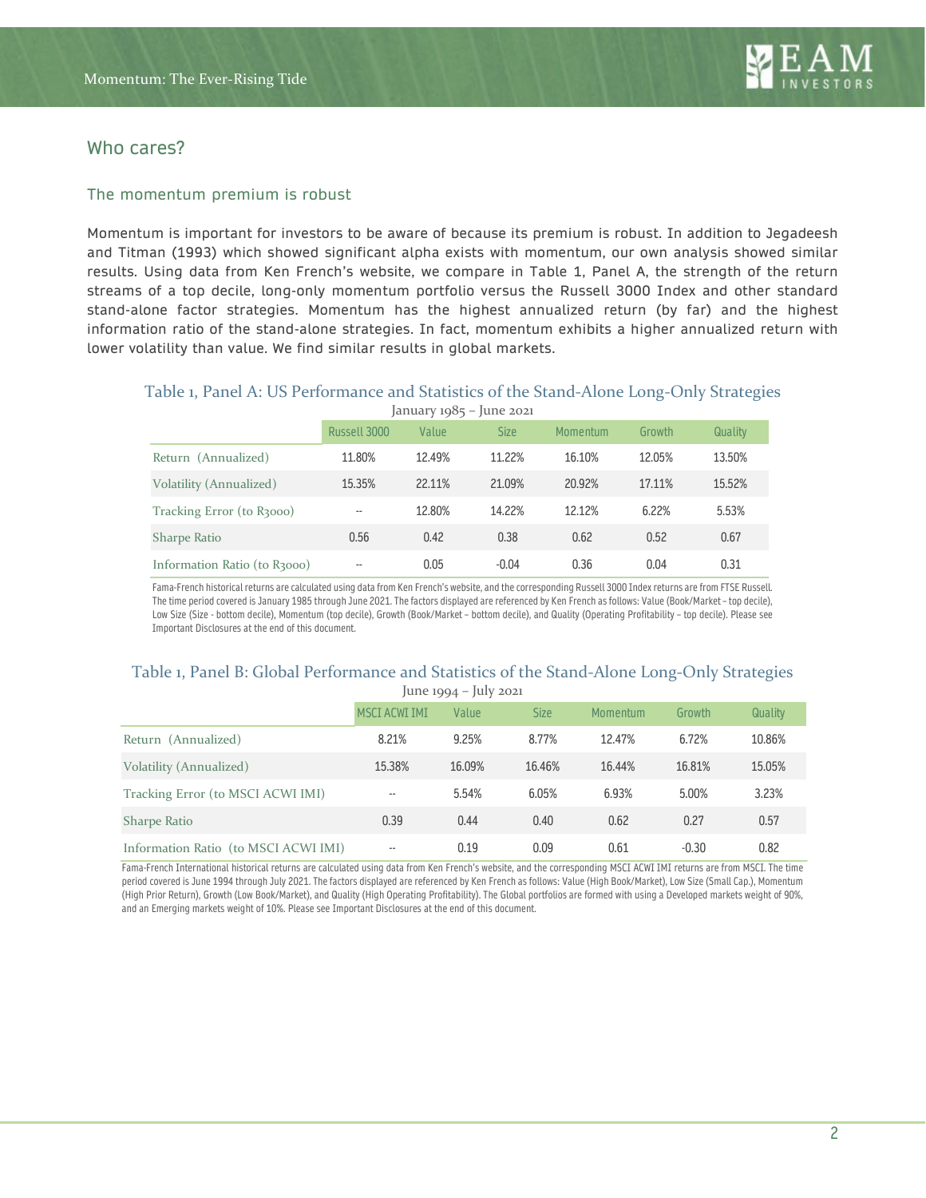## Who cares?

### The momentum premium is robust

Momentum is important for investors to be aware of because its premium is robust. In addition to Jegadeesh and Titman (1993) which showed significant alpha exists with momentum, our own analysis showed similar results. Using data from Ken French's website, we compare in Table 1, Panel A, the strength of the return streams of a top decile, long-only momentum portfolio versus the Russell 3000 Index and other standard stand-alone factor strategies. Momentum has the highest annualized return (by far) and the highest information ratio of the stand-alone strategies. In fact, momentum exhibits a higher annualized return with lower volatility than value. We find similar results in global markets.

#### Table 1, Panel A: US Performance and Statistics of the Stand-Alone Long-Only Strategies

January 1985 – June 2021

| | Russell 3000 | Value | Size | Momentum | Growth | Quality |
|---|---|---|---|---|---|---|
| Return (Annualized) | 11.80% | 12.49% | 11.22% | 16.10% | 12.05% | 13.50% |
| Volatility (Annualized) | 15.35% | 22.11% | 21.09% | 20.92% | 17.11% | 15.52% |
| Tracking Error (to R3000) | -- | 12.80% | 14.22% | 12.12% | 6.22% | 5.53% |
| Sharpe Ratio | 0.56 | 0.42 | 0.38 | 0.62 | 0.52 | 0.67 |
| Information Ratio (to R3000) | -- | 0.05 | -0.04 | 0.36 | 0.04 | 0.31 |

Fama-French historical returns are calculated using data from Ken French's website, and the corresponding Russell 3000 Index returns are from FTSE Russell. The time period covered is January 1985 through June 2021. The factors displayed are referenced by Ken French as follows: Value (Book/Market – top decile), Low Size (Size - bottom decile), Momentum (top decile), Growth (Book/Market – bottom decile), and Quality (Operating Profitability – top decile). Please see Important Disclosures at the end of this document.

#### Table 1, Panel B: Global Performance and Statistics of the Stand-Alone Long-Only Strategies

June 1994 – July 2021

| | MSCI ACWI IMI | Value | Size | Momentum | Growth | Quality |
|---|---|---|---|---|---|---|
| Return (Annualized) | 8.21% | 9.25% | 8.77% | 12.47% | 6.72% | 10.86% |
| Volatility (Annualized) | 15.38% | 16.09% | 16.46% | 16.44% | 16.81% | 15.05% |
| Tracking Error (to MSCI ACWI IMI) | -- | 5.54% | 6.05% | 6.93% | 5.00% | 3.23% |
| Sharpe Ratio | 0.39 | 0.44 | 0.40 | 0.62 | 0.27 | 0.57 |
| Information Ratio (to MSCI ACWI IMI) | -- | 0.19 | 0.09 | 0.61 | -0.30 | 0.82 |

Fama-French International historical returns are calculated using data from Ken French's website, and the corresponding MSCI ACWI IMI returns are from MSCI. The time period covered is June 1994 through July 2021. The factors displayed are referenced by Ken French as follows: Value (High Book/Market), Low Size (Small Cap.), Momentum (High Prior Return), Growth (Low Book/Market), and Quality (High Operating Profitability). The Global portfolios are formed with using a Developed markets weight of 90%, and an Emerging markets weight of 10%. Please see Important Disclosures at the end of this document.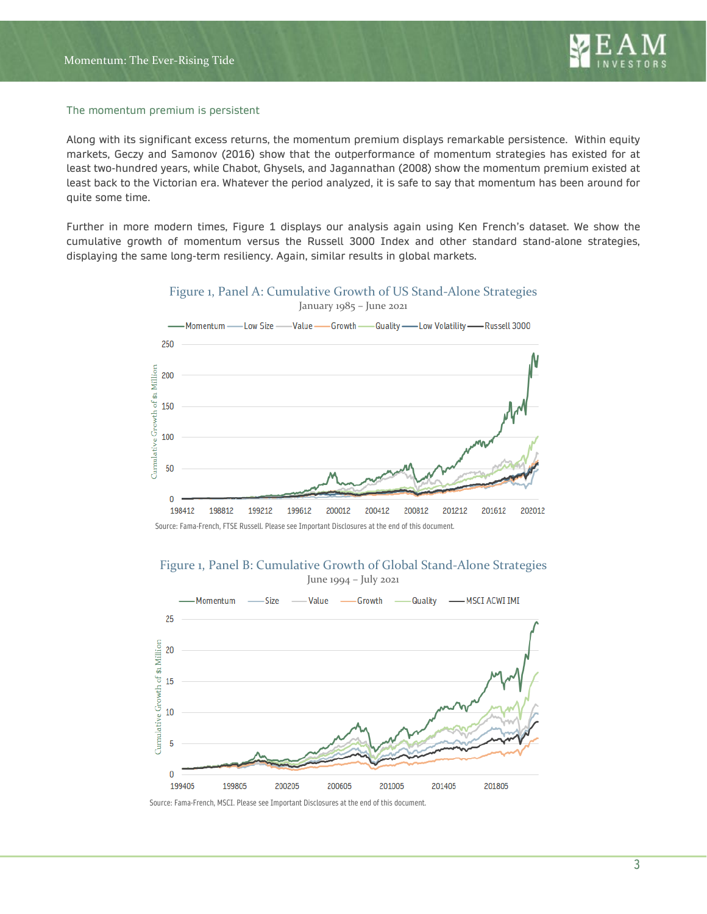## The momentum premium is persistent

Along with its significant excess returns, the momentum premium displays remarkable persistence. Within equity markets, Geczy and Samonov (2016) show that the outperformance of momentum strategies has existed for at least two-hundred years, while Chabot, Ghysels, and Jagannathan (2008) show the momentum premium existed at least back to the Victorian era. Whatever the period analyzed, it is safe to say that momentum has been around for quite some time.

Further in more modern times, Figure 1 displays our analysis again using Ken French's dataset. We show the cumulative growth of momentum versus the Russell 3000 Index and other standard stand-alone strategies, displaying the same long-term resiliency. Again, similar results in global markets.

Figure 1, Panel A: Cumulative Growth of US Stand-Alone Strategies
January 1985 – June 2021

Source: Fama-French, FTSE Russell. Please see Important Disclosures at the end of this document.

Figure 1, Panel B: Cumulative Growth of Global Stand-Alone Strategies
June 1994 – July 2021

Source: Fama-French, MSCI. Please see Important Disclosures at the end of this document.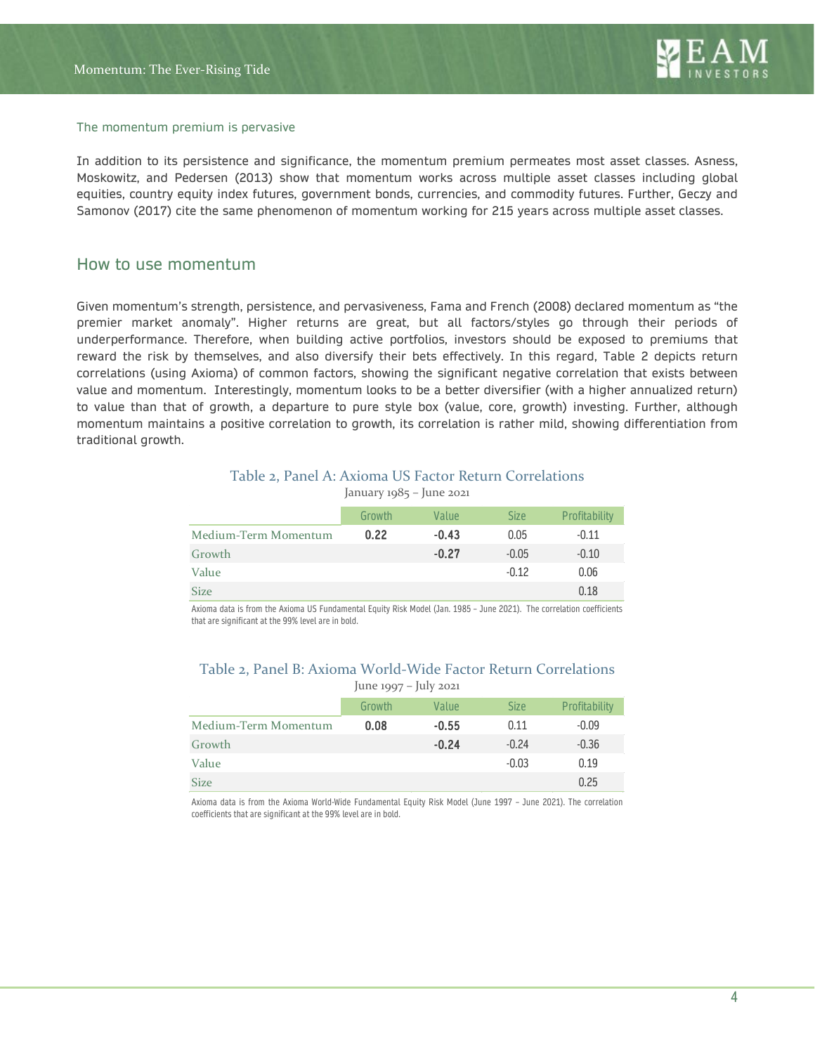### The momentum premium is pervasive

In addition to its persistence and significance, the momentum premium permeates most asset classes. Asness, Moskowitz, and Pedersen (2013) show that momentum works across multiple asset classes including global equities, country equity index futures, government bonds, currencies, and commodity futures. Further, Geczy and Samonov (2017) cite the same phenomenon of momentum working for 215 years across multiple asset classes.

## How to use momentum

Given momentum's strength, persistence, and pervasiveness, Fama and French (2008) declared momentum as "the premier market anomaly". Higher returns are great, but all factors/styles go through their periods of underperformance. Therefore, when building active portfolios, investors should be exposed to premiums that reward the risk by themselves, and also diversify their bets effectively. In this regard, Table 2 depicts return correlations (using Axioma) of common factors, showing the significant negative correlation that exists between value and momentum. Interestingly, momentum looks to be a better diversifier (with a higher annualized return) to value than that of growth, a departure to pure style box (value, core, growth) investing. Further, although momentum maintains a positive correlation to growth, its correlation is rather mild, showing differentiation from traditional growth.

**Table 2, Panel A: Axioma US Factor Return Correlations**

January 1985 – June 2021

| | Growth | Value | Size | Profitability |
|---|---|---|---|---|
| Medium-Term Momentum | **0.22** | **-0.43** | 0.05 | -0.11 |
| Growth | | **-0.27** | -0.05 | -0.10 |
| Value | | | -0.12 | 0.06 |
| Size | | | | 0.18 |

Axioma data is from the Axioma US Fundamental Equity Risk Model (Jan. 1985 – June 2021). The correlation coefficients that are significant at the 99% level are in bold.

**Table 2, Panel B: Axioma World-Wide Factor Return Correlations**

June 1997 – July 2021

| | Growth | Value | Size | Profitability |
|---|---|---|---|---|
| Medium-Term Momentum | **0.08** | **-0.55** | 0.11 | -0.09 |
| Growth | | **-0.24** | -0.24 | -0.36 |
| Value | | | -0.03 | 0.19 |
| Size | | | | 0.25 |

Axioma data is from the Axioma World-Wide Fundamental Equity Risk Model (June 1997 – June 2021). The correlation coefficients that are significant at the 99% level are in bold.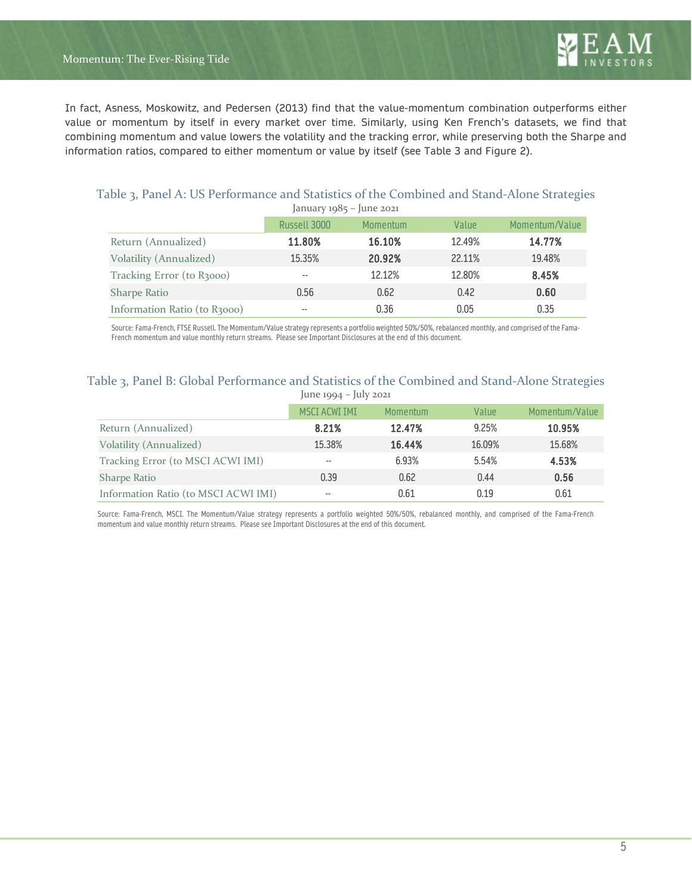In fact, Asness, Moskowitz, and Pedersen (2013) find that the value-momentum combination outperforms either value or momentum by itself in every market over time. Similarly, using Ken French's datasets, we find that combining momentum and value lowers the volatility and the tracking error, while preserving both the Sharpe and information ratios, compared to either momentum or value by itself (see Table 3 and Figure 2).

### Table 3, Panel A: US Performance and Statistics of the Combined and Stand-Alone Strategies

January 1985 – June 2021

| | Russell 3000 | Momentum | Value | Momentum/Value |
|---|---|---|---|---|
| Return (Annualized) | **11.80%** | **16.10%** | 12.49% | **14.77%** |
| Volatility (Annualized) | 15.35% | **20.92%** | 22.11% | 19.48% |
| Tracking Error (to R3000) | -- | 12.12% | 12.80% | **8.45%** |
| Sharpe Ratio | 0.56 | 0.62 | 0.42 | **0.60** |
| Information Ratio (to R3000) | -- | 0.36 | 0.05 | 0.35 |

Source: Fama-French, FTSE Russell. The Momentum/Value strategy represents a portfolio weighted 50%/50%, rebalanced monthly, and comprised of the Fama-French momentum and value monthly return streams. Please see Important Disclosures at the end of this document.

### Table 3, Panel B: Global Performance and Statistics of the Combined and Stand-Alone Strategies

June 1994 – July 2021

| | MSCI ACWI IMI | Momentum | Value | Momentum/Value |
|---|---|---|---|---|
| Return (Annualized) | **8.21%** | **12.47%** | 9.25% | **10.95%** |
| Volatility (Annualized) | 15.38% | **16.44%** | 16.09% | 15.68% |
| Tracking Error (to MSCI ACWI IMI) | -- | 6.93% | 5.54% | **4.53%** |
| Sharpe Ratio | 0.39 | 0.62 | 0.44 | **0.56** |
| Information Ratio (to MSCI ACWI IMI) | -- | 0.61 | 0.19 | 0.61 |

Source: Fama-French, MSCI. The Momentum/Value strategy represents a portfolio weighted 50%/50%, rebalanced monthly, and comprised of the Fama-French momentum and value monthly return streams. Please see Important Disclosures at the end of this document.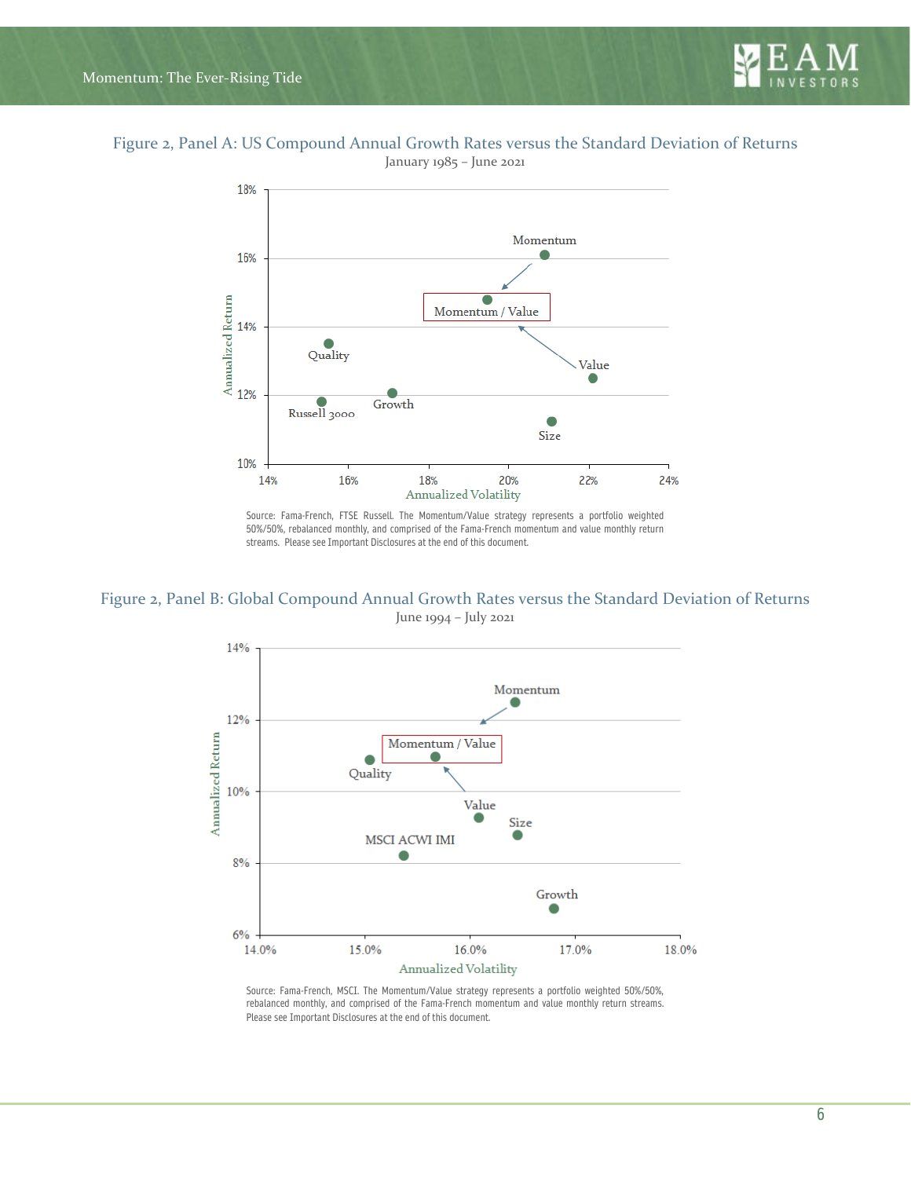### Figure 2, Panel A: US Compound Annual Growth Rates versus the Standard Deviation of Returns

January 1985 – June 2021

Source: Fama-French, FTSE Russell. The Momentum/Value strategy represents a portfolio weighted 50%/50%, rebalanced monthly, and comprised of the Fama-French momentum and value monthly return streams. Please see Important Disclosures at the end of this document.

### Figure 2, Panel B: Global Compound Annual Growth Rates versus the Standard Deviation of Returns

June 1994 – July 2021

Source: Fama-French, MSCI. The Momentum/Value strategy represents a portfolio weighted 50%/50%, rebalanced monthly, and comprised of the Fama-French momentum and value monthly return streams. Please see Important Disclosures at the end of this document.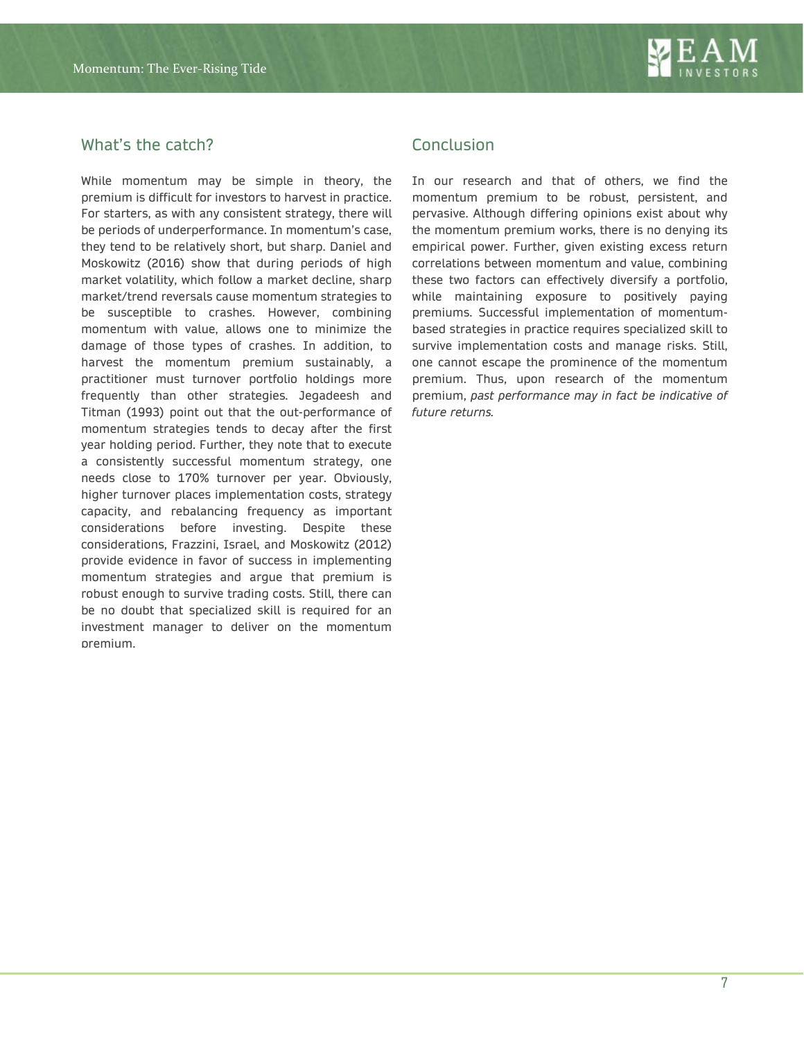## What's the catch?

While momentum may be simple in theory, the premium is difficult for investors to harvest in practice. For starters, as with any consistent strategy, there will be periods of underperformance. In momentum's case, they tend to be relatively short, but sharp. Daniel and Moskowitz (2016) show that during periods of high market volatility, which follow a market decline, sharp market/trend reversals cause momentum strategies to be susceptible to crashes. However, combining momentum with value, allows one to minimize the damage of those types of crashes. In addition, to harvest the momentum premium sustainably, a practitioner must turnover portfolio holdings more frequently than other strategies. Jegadeesh and Titman (1993) point out that the out-performance of momentum strategies tends to decay after the first year holding period. Further, they note that to execute a consistently successful momentum strategy, one needs close to 170% turnover per year. Obviously, higher turnover places implementation costs, strategy capacity, and rebalancing frequency as important considerations before investing. Despite these considerations, Frazzini, Israel, and Moskowitz (2012) provide evidence in favor of success in implementing momentum strategies and argue that premium is robust enough to survive trading costs. Still, there can be no doubt that specialized skill is required for an investment manager to deliver on the momentum premium.

## Conclusion

In our research and that of others, we find the momentum premium to be robust, persistent, and pervasive. Although differing opinions exist about why the momentum premium works, there is no denying its empirical power. Further, given existing excess return correlations between momentum and value, combining these two factors can effectively diversify a portfolio, while maintaining exposure to positively paying premiums. Successful implementation of momentum-based strategies in practice requires specialized skill to survive implementation costs and manage risks. Still, one cannot escape the prominence of the momentum premium. Thus, upon research of the momentum premium, *past performance may in fact be indicative of future returns.*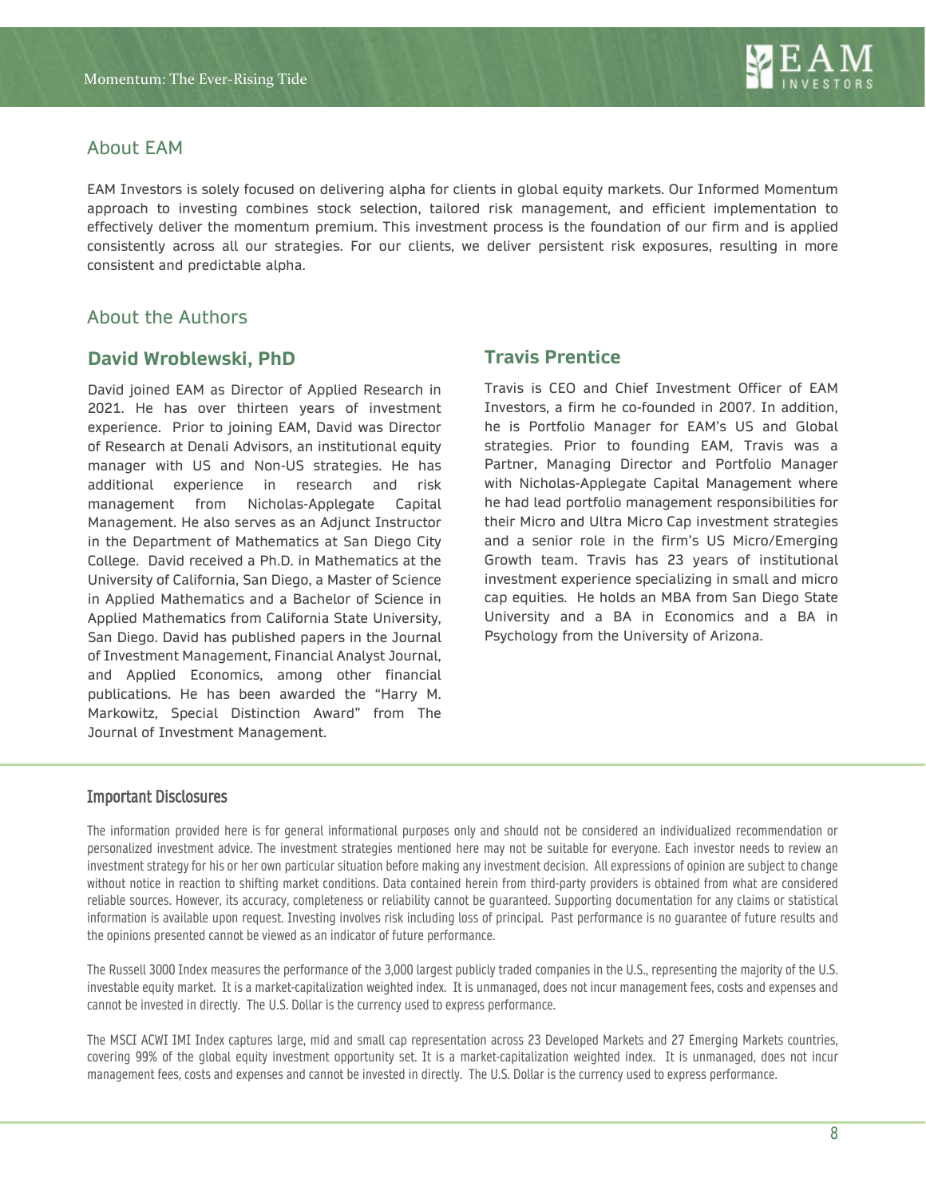## About EAM

EAM Investors is solely focused on delivering alpha for clients in global equity markets. Our Informed Momentum approach to investing combines stock selection, tailored risk management, and efficient implementation to effectively deliver the momentum premium. This investment process is the foundation of our firm and is applied consistently across all our strategies. For our clients, we deliver persistent risk exposures, resulting in more consistent and predictable alpha.

## About the Authors

### David Wroblewski, PhD

David joined EAM as Director of Applied Research in 2021. He has over thirteen years of investment experience. Prior to joining EAM, David was Director of Research at Denali Advisors, an institutional equity manager with US and Non-US strategies. He has additional experience in research and risk management from Nicholas-Applegate Capital Management. He also serves as an Adjunct Instructor in the Department of Mathematics at San Diego City College. David received a Ph.D. in Mathematics at the University of California, San Diego, a Master of Science in Applied Mathematics and a Bachelor of Science in Applied Mathematics from California State University, San Diego. David has published papers in the Journal of Investment Management, Financial Analyst Journal, and Applied Economics, among other financial publications. He has been awarded the "Harry M. Markowitz, Special Distinction Award" from The Journal of Investment Management.

### Travis Prentice

Travis is CEO and Chief Investment Officer of EAM Investors, a firm he co-founded in 2007. In addition, he is Portfolio Manager for EAM's US and Global strategies. Prior to founding EAM, Travis was a Partner, Managing Director and Portfolio Manager with Nicholas-Applegate Capital Management where he had lead portfolio management responsibilities for their Micro and Ultra Micro Cap investment strategies and a senior role in the firm's US Micro/Emerging Growth team. Travis has 23 years of institutional investment experience specializing in small and micro cap equities. He holds an MBA from San Diego State University and a BA in Economics and a BA in Psychology from the University of Arizona.

### Important Disclosures

The information provided here is for general informational purposes only and should not be considered an individualized recommendation or personalized investment advice. The investment strategies mentioned here may not be suitable for everyone. Each investor needs to review an investment strategy for his or her own particular situation before making any investment decision. All expressions of opinion are subject to change without notice in reaction to shifting market conditions. Data contained herein from third-party providers is obtained from what are considered reliable sources. However, its accuracy, completeness or reliability cannot be guaranteed. Supporting documentation for any claims or statistical information is available upon request. Investing involves risk including loss of principal. Past performance is no guarantee of future results and the opinions presented cannot be viewed as an indicator of future performance.

The Russell 3000 Index measures the performance of the 3,000 largest publicly traded companies in the U.S., representing the majority of the U.S. investable equity market. It is a market-capitalization weighted index. It is unmanaged, does not incur management fees, costs and expenses and cannot be invested in directly. The U.S. Dollar is the currency used to express performance.

The MSCI ACWI IMI Index captures large, mid and small cap representation across 23 Developed Markets and 27 Emerging Markets countries, covering 99% of the global equity investment opportunity set. It is a market-capitalization weighted index. It is unmanaged, does not incur management fees, costs and expenses and cannot be invested in directly. The U.S. Dollar is the currency used to express performance.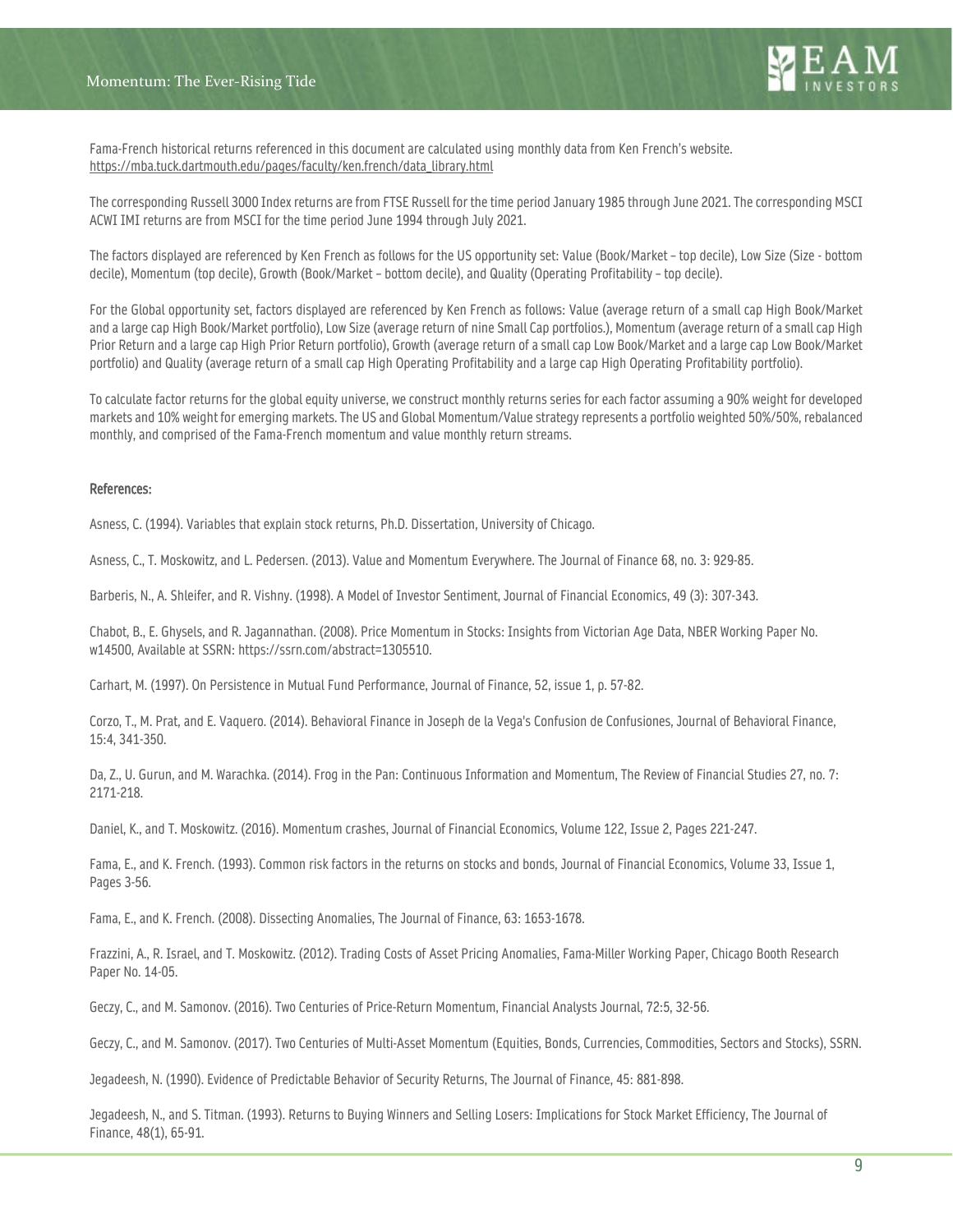Fama-French historical returns referenced in this document are calculated using monthly data from Ken French's website. https://mba.tuck.dartmouth.edu/pages/faculty/ken.french/data_library.html

The corresponding Russell 3000 Index returns are from FTSE Russell for the time period January 1985 through June 2021. The corresponding MSCI ACWI IMI returns are from MSCI for the time period June 1994 through July 2021.

The factors displayed are referenced by Ken French as follows for the US opportunity set: Value (Book/Market – top decile), Low Size (Size - bottom decile), Momentum (top decile), Growth (Book/Market – bottom decile), and Quality (Operating Profitability – top decile).

For the Global opportunity set, factors displayed are referenced by Ken French as follows: Value (average return of a small cap High Book/Market and a large cap High Book/Market portfolio), Low Size (average return of nine Small Cap portfolios.), Momentum (average return of a small cap High Prior Return and a large cap High Prior Return portfolio), Growth (average return of a small cap Low Book/Market and a large cap Low Book/Market portfolio) and Quality (average return of a small cap High Operating Profitability and a large cap High Operating Profitability portfolio).

To calculate factor returns for the global equity universe, we construct monthly returns series for each factor assuming a 90% weight for developed markets and 10% weight for emerging markets. The US and Global Momentum/Value strategy represents a portfolio weighted 50%/50%, rebalanced monthly, and comprised of the Fama-French momentum and value monthly return streams.

**References:**

Asness, C. (1994). Variables that explain stock returns, Ph.D. Dissertation, University of Chicago.

Asness, C., T. Moskowitz, and L. Pedersen. (2013). Value and Momentum Everywhere. The Journal of Finance 68, no. 3: 929-85.

Barberis, N., A. Shleifer, and R. Vishny. (1998). A Model of Investor Sentiment, Journal of Financial Economics, 49 (3): 307-343.

Chabot, B., E. Ghysels, and R. Jagannathan. (2008). Price Momentum in Stocks: Insights from Victorian Age Data, NBER Working Paper No. w14500, Available at SSRN: https://ssrn.com/abstract=1305510.

Carhart, M. (1997). On Persistence in Mutual Fund Performance, Journal of Finance, 52, issue 1, p. 57-82.

Corzo, T., M. Prat, and E. Vaquero. (2014). Behavioral Finance in Joseph de la Vega's Confusion de Confusiones, Journal of Behavioral Finance, 15:4, 341-350.

Da, Z., U. Gurun, and M. Warachka. (2014). Frog in the Pan: Continuous Information and Momentum, The Review of Financial Studies 27, no. 7: 2171-218.

Daniel, K., and T. Moskowitz. (2016). Momentum crashes, Journal of Financial Economics, Volume 122, Issue 2, Pages 221-247.

Fama, E., and K. French. (1993). Common risk factors in the returns on stocks and bonds, Journal of Financial Economics, Volume 33, Issue 1, Pages 3-56.

Fama, E., and K. French. (2008). Dissecting Anomalies, The Journal of Finance, 63: 1653-1678.

Frazzini, A., R. Israel, and T. Moskowitz. (2012). Trading Costs of Asset Pricing Anomalies, Fama-Miller Working Paper, Chicago Booth Research Paper No. 14-05.

Geczy, C., and M. Samonov. (2016). Two Centuries of Price-Return Momentum, Financial Analysts Journal, 72:5, 32-56.

Geczy, C., and M. Samonov. (2017). Two Centuries of Multi-Asset Momentum (Equities, Bonds, Currencies, Commodities, Sectors and Stocks), SSRN.

Jegadeesh, N. (1990). Evidence of Predictable Behavior of Security Returns, The Journal of Finance, 45: 881-898.

Jegadeesh, N., and S. Titman. (1993). Returns to Buying Winners and Selling Losers: Implications for Stock Market Efficiency, The Journal of Finance, 48(1), 65-91.